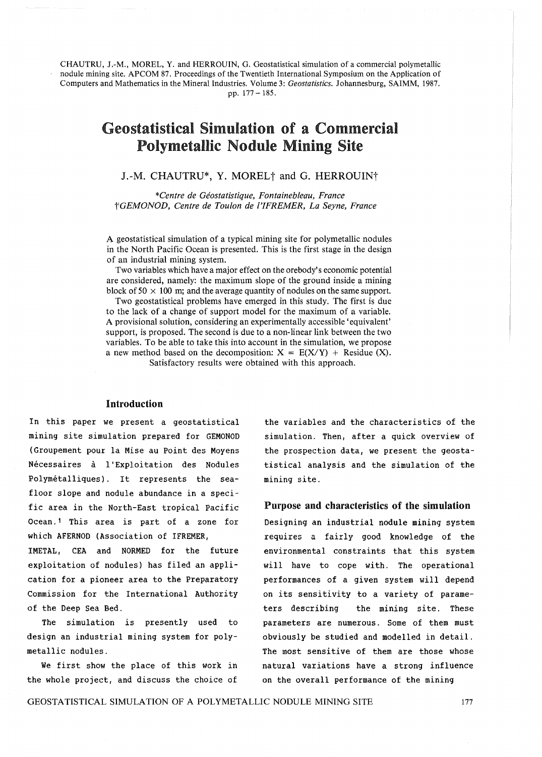CHAUTRU, J.-M., MOREL, Y. and HERROUIN, G. Geostatistical simulation of a commercial polymetallic nodule mining site. APCOM 87. Proceedings of the Twentieth International Symposium on the Application of Computers and Mathematics in the Mineral Industries. Volume 3: *Geostatistics*. Johannesburg, SAIMM, 1987. pp. 177 – 185.

# Geostatistical Simulation of a Commercial Polymetallic Nodule Mining Site

J.-M. CHAUTRU*, Y. MOREL† and G. HERROUIN†

*\*Centre de Géostatistique, Fontainebleau, France*
*†GEMONOD, Centre de Toulon de l'IFREMER, La Seyne, France*

A geostatistical simulation of a typical mining site for polymetallic nodules in the North Pacific Ocean is presented. This is the first stage in the design of an industrial mining system.

Two variables which have a major effect on the orebody's economic potential are considered, namely: the maximum slope of the ground inside a mining block of $50 \times 100$ m; and the average quantity of nodules on the same support.

Two geostatistical problems have emerged in this study. The first is due to the lack of a change of support model for the maximum of a variable. A provisional solution, considering an experimentally accessible 'equivalent' support, is proposed. The second is due to a non-linear link between the two variables. To be able to take this into account in the simulation, we propose a new method based on the decomposition: $X = E(X/Y) + \text{Residue}(X)$. Satisfactory results were obtained with this approach.

## Introduction

In this paper we present a geostatistical mining site simulation prepared for GEMONOD (Groupement pour la Mise au Point des Moyens Nécessaires à l'Exploitation des Nodules Polymétalliques). It represents the seafloor slope and nodule abundance in a specific area in the North-East tropical Pacific Ocean.[1] This area is part of a zone for which AFERNOD (Association of IFREMER, IMETAL, CEA and NORMED for the future exploitation of nodules) has filed an application for a pioneer area to the Preparatory Commission for the International Authority of the Deep Sea Bed.

The simulation is presently used to design an industrial mining system for polymetallic nodules.

We first show the place of this work in the whole project, and discuss the choice of the variables and the characteristics of the simulation. Then, after a quick overview of the prospection data, we present the geostatistical analysis and the simulation of the mining site.

## Purpose and characteristics of the simulation

Designing an industrial nodule mining system requires a fairly good knowledge of the environmental constraints that this system will have to cope with. The operational performances of a given system will depend on its sensitivity to a variety of parameters describing the mining site. These parameters are numerous. Some of them must obviously be studied and modelled in detail. The most sensitive of them are those whose natural variations have a strong influence on the overall performance of the mining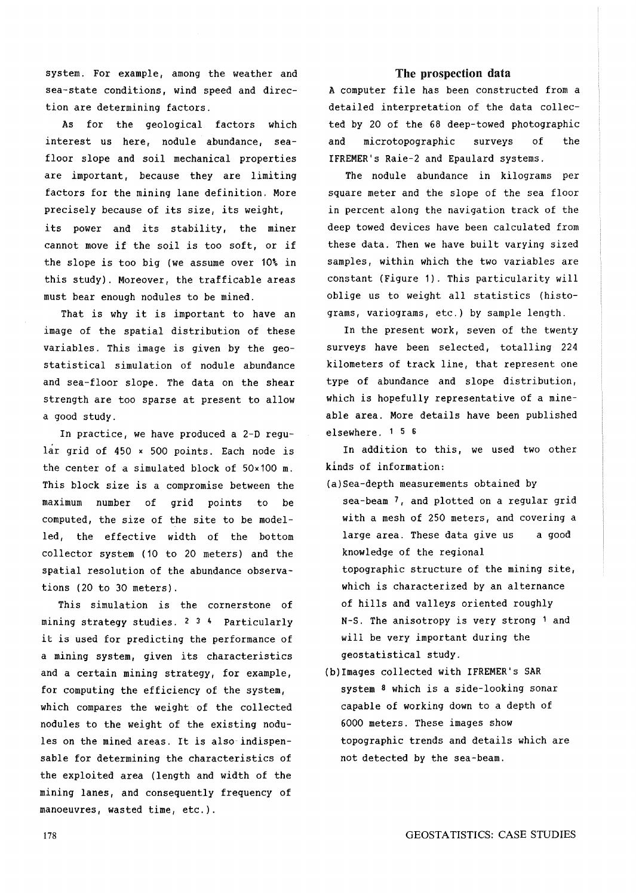system. For example, among the weather and sea-state conditions, wind speed and direction are determining factors.

As for the geological factors which interest us here, nodule abundance, sea-floor slope and soil mechanical properties are important, because they are limiting factors for the mining lane definition. More precisely because of its size, its weight, its power and its stability, the miner cannot move if the soil is too soft, or if the slope is too big (we assume over 10% in this study). Moreover, the trafficable areas must bear enough nodules to be mined.

That is why it is important to have an image of the spatial distribution of these variables. This image is given by the geostatistical simulation of nodule abundance and sea-floor slope. The data on the shear strength are too sparse at present to allow a good study.

In practice, we have produced a 2-D regular grid of 450 × 500 points. Each node is the center of a simulated block of 50×100 m. This block size is a compromise between the maximum number of grid points to be computed, the size of the site to be modelled, the effective width of the bottom collector system (10 to 20 meters) and the spatial resolution of the abundance observations (20 to 30 meters).

This simulation is the cornerstone of mining strategy studies. [2 3 4] Particularly it is used for predicting the performance of a mining system, given its characteristics and a certain mining strategy, for example, for computing the efficiency of the system, which compares the weight of the collected nodules to the weight of the existing nodules on the mined areas. It is also indispensable for determining the characteristics of the exploited area (length and width of the mining lanes, and consequently frequency of manoeuvres, wasted time, etc.).

## The prospection data

A computer file has been constructed from a detailed interpretation of the data collected by 20 of the 68 deep-towed photographic and microtopographic surveys of the IFREMER's Raie-2 and Epaulard systems.

The nodule abundance in kilograms per square meter and the slope of the sea floor in percent along the navigation track of the deep towed devices have been calculated from these data. Then we have built varying sized samples, within which the two variables are constant (Figure 1). This particularity will oblige us to weight all statistics (histograms, variograms, etc.) by sample length.

In the present work, seven of the twenty surveys have been selected, totalling 224 kilometers of track line, that represent one type of abundance and slope distribution, which is hopefully representative of a mineable area. More details have been published elsewhere. [1 5 6]

In addition to this, we used two other kinds of information:

(a) Sea-depth measurements obtained by sea-beam [7], and plotted on a regular grid with a mesh of 250 meters, and covering a large area. These data give us a good knowledge of the regional topographic structure of the mining site, which is characterized by an alternance of hills and valleys oriented roughly N-S. The anisotropy is very strong [1] and will be very important during the geostatistical study.

(b) Images collected with IFREMER's SAR system [8] which is a side-looking sonar capable of working down to a depth of 6000 meters. These images show topographic trends and details which are not detected by the sea-beam.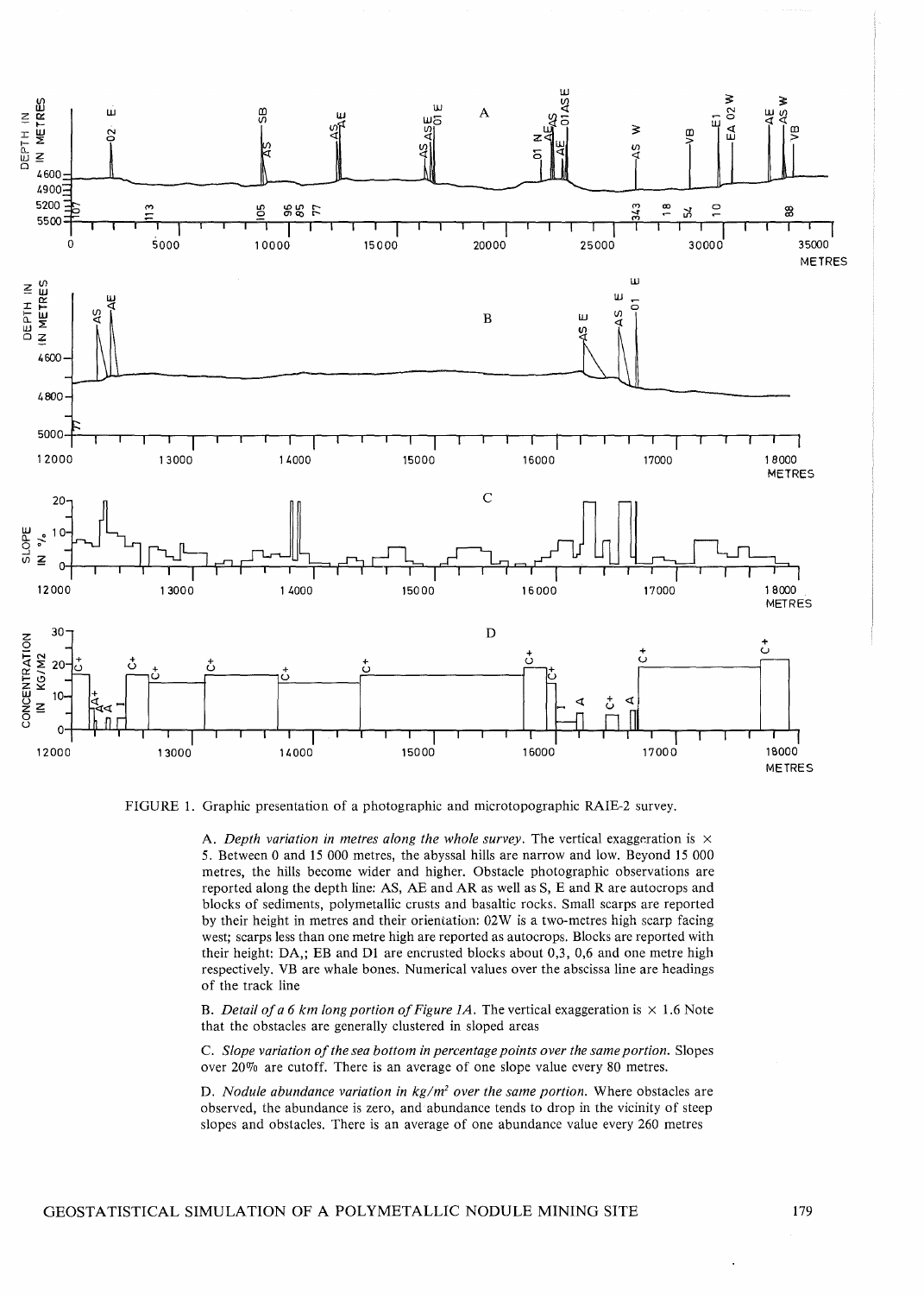FIGURE 1. Graphic presentation of a photographic and microtopographic RAIE-2 survey.

A. *Depth variation in metres along the whole survey.* The vertical exaggeration is × 5. Between 0 and 15 000 metres, the abyssal hills are narrow and low. Beyond 15 000 metres, the hills become wider and higher. Obstacle photographic observations are reported along the depth line: AS, AE and AR as well as S, E and R are autocrops and blocks of sediments, polymetallic crusts and basaltic rocks. Small scarps are reported by their height in metres and their orientation: 02W is a two-metres high scarp facing west; scarps less than one metre high are reported as autocrops. Blocks are reported with their height: DA,; EB and D1 are encrusted blocks about 0,3, 0,6 and one metre high respectively. VB are whale bones. Numerical values over the abscissa line are headings of the track line

B. *Detail of a 6 km long portion of Figure 1A.* The vertical exaggeration is × 1.6 Note that the obstacles are generally clustered in sloped areas

C. *Slope variation of the sea bottom in percentage points over the same portion.* Slopes over 20% are cutoff. There is an average of one slope value every 80 metres.

D. *Nodule abundance variation in kg/m² over the same portion.* Where obstacles are observed, the abundance is zero, and abundance tends to drop in the vicinity of steep slopes and obstacles. There is an average of one abundance value every 260 metres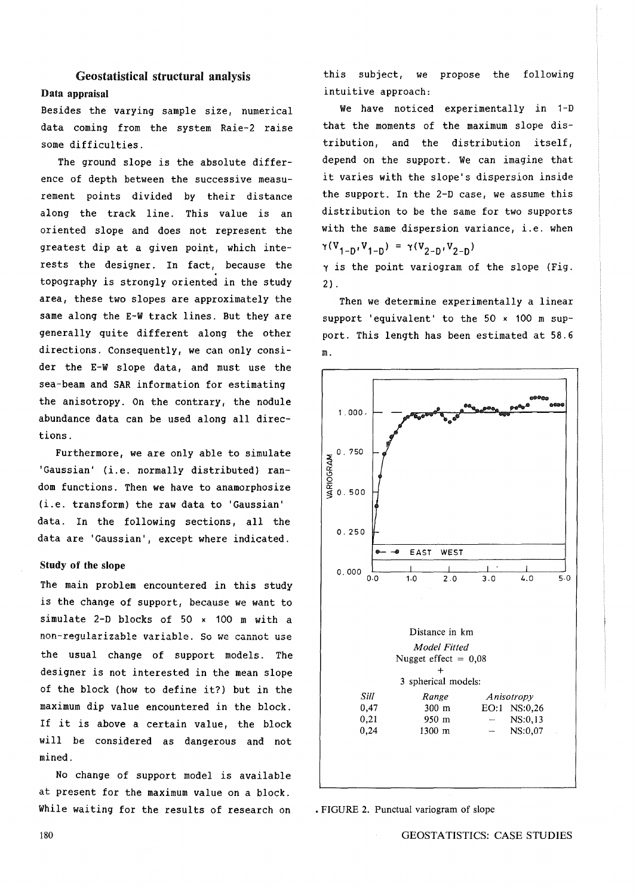## Geostatistical structural analysis

### Data appraisal

Besides the varying sample size, numerical data coming from the system Raie-2 raise some difficulties.

The ground slope is the absolute difference of depth between the successive measurement points divided by their distance along the track line. This value is an oriented slope and does not represent the greatest dip at a given point, which interests the designer. In fact, because the topography is strongly oriented in the study area, these two slopes are approximately the same along the E-W track lines. But they are generally quite different along the other directions. Consequently, we can only consider the E-W slope data, and must use the sea-beam and SAR information for estimating the anisotropy. On the contrary, the nodule abundance data can be used along all directions.

Furthermore, we are only able to simulate 'Gaussian' (i.e. normally distributed) random functions. Then we have to anamorphosize (i.e. transform) the raw data to 'Gaussian' data. In the following sections, all the data are 'Gaussian', except where indicated.

### Study of the slope

The main problem encountered in this study is the change of support, because we want to simulate 2-D blocks of 50 × 100 m with a non-regularizable variable. So we cannot use the usual change of support models. The designer is not interested in the mean slope of the block (how to define it?) but in the maximum dip value encountered in the block. If it is above a certain value, the block will be considered as dangerous and not mined.

No change of support model is available at present for the maximum value on a block. While waiting for the results of research on this subject, we propose the following intuitive approach:

We have noticed experimentally in 1-D that the moments of the maximum slope distribution, and the distribution itself, depend on the support. We can imagine that it varies with the slope's dispersion inside the support. In the 2-D case, we assume this distribution to be the same for two supports with the same dispersion variance, i.e. when

$\gamma(V_{1-D},V_{1-D}) = \gamma(V_{2-D},V_{2-D})$

$\gamma$ is the point variogram of the slope (Fig. 2).

Then we determine experimentally a linear support 'equivalent' to the 50 × 100 m support. This length has been estimated at 58.6 m.

Distance in km

*Model Fitted*

Nugget effect = 0,08

+

3 spherical models:

| *Sill* | *Range* | *Anisotropy* |
|---|---|---|
| 0,47 | 300 m | EO:1 NS:0,26 |
| 0,21 | 950 m | – NS:0,13 |
| 0,24 | 1300 m | – NS:0,07 |

FIGURE 2. Punctual variogram of slope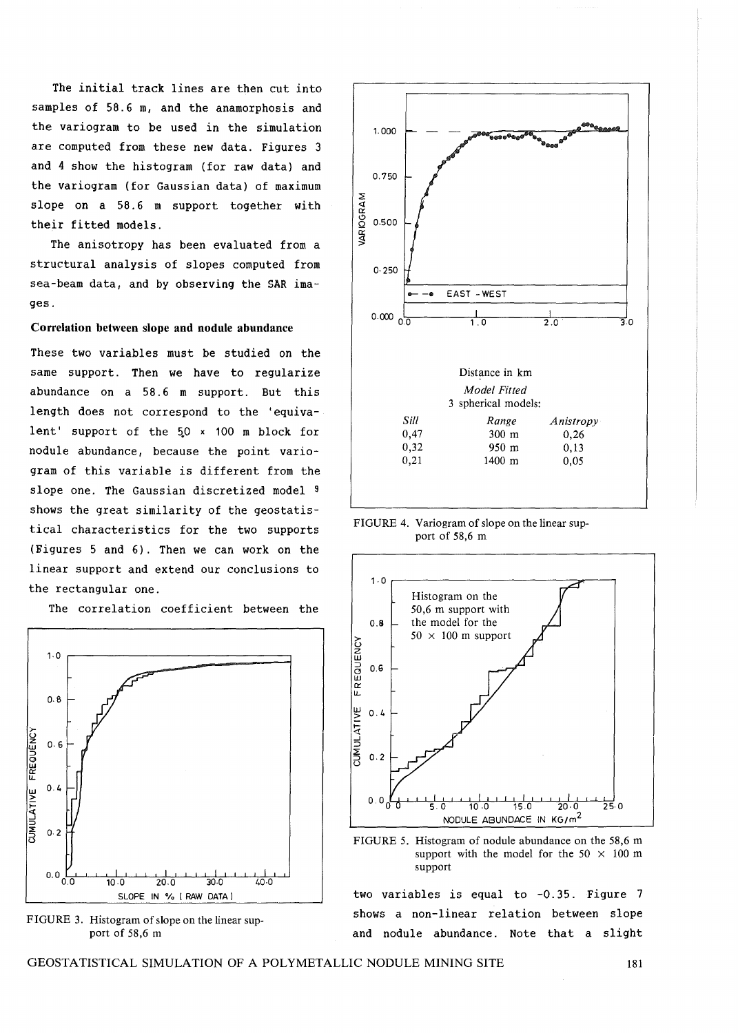The initial track lines are then cut into samples of 58.6 m, and the anamorphosis and the variogram to be used in the simulation are computed from these new data. Figures 3 and 4 show the histogram (for raw data) and the variogram (for Gaussian data) of maximum slope on a 58.6 m support together with their fitted models.

The anisotropy has been evaluated from a structural analysis of slopes computed from sea-beam data, and by observing the SAR images.

**Correlation between slope and nodule abundance**

These two variables must be studied on the same support. Then we have to regularize abundance on a 58.6 m support. But this length does not correspond to the 'equivalent' support of the 50 × 100 m block for nodule abundance, because the point variogram of this variable is different from the slope one. The Gaussian discretized model [9] shows the great similarity of the geostatistical characteristics for the two supports (Figures 5 and 6). Then we can work on the linear support and extend our conclusions to the rectangular one.

The correlation coefficient between the two variables is equal to -0.35. Figure 7 shows a non-linear relation between slope and nodule abundance. Note that a slight

FIGURE 3. Histogram of slope on the linear support of 58,6 m

Distance in km

*Model Fitted*

3 spherical models:

| *Sill* | *Range* | *Anistropy* |
|---|---|---|
| 0,47 | 300 m | 0,26 |
| 0,32 | 950 m | 0,13 |
| 0,21 | 1400 m | 0,05 |

FIGURE 4. Variogram of slope on the linear support of 58,6 m

FIGURE 5. Histogram of nodule abundance on the 58,6 m support with the model for the 50 × 100 m support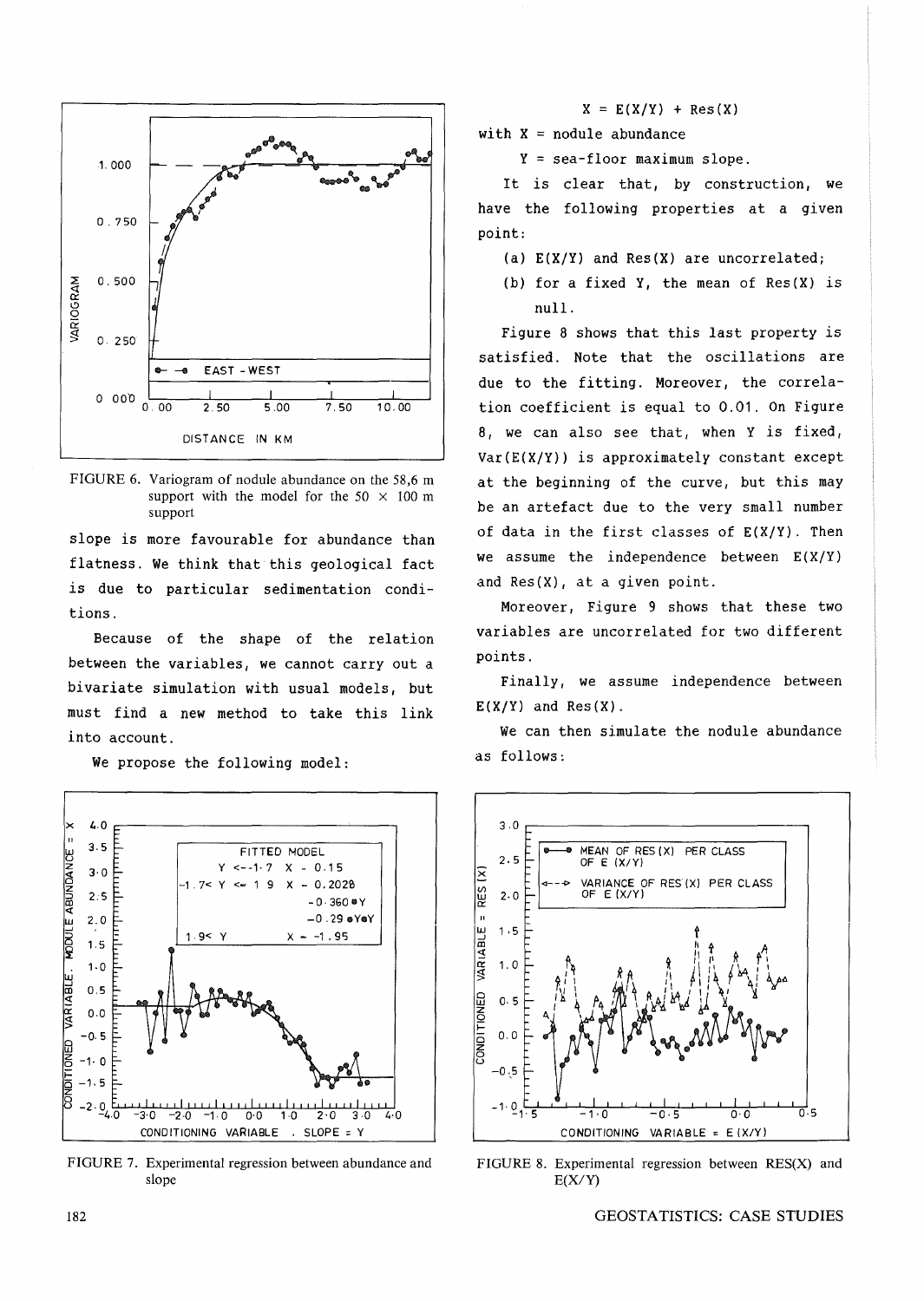FIGURE 6. Variogram of nodule abundance on the 58,6 m support with the model for the 50 × 100 m support

slope is more favourable for abundance than flatness. We think that this geological fact is due to particular sedimentation conditions.

Because of the shape of the relation between the variables, we cannot carry out a bivariate simulation with usual models, but must find a new method to take this link into account.

We propose the following model:

$$X = E(X/Y) + Res(X)$$

with X = nodule abundance

Y = sea-floor maximum slope.

It is clear that, by construction, we have the following properties at a given point:

(a) E(X/Y) and Res(X) are uncorrelated;

(b) for a fixed Y, the mean of Res(X) is null.

Figure 8 shows that this last property is satisfied. Note that the oscillations are due to the fitting. Moreover, the correlation coefficient is equal to 0.01. On Figure 8, we can also see that, when Y is fixed, Var(E(X/Y)) is approximately constant except at the beginning of the curve, but this may be an artefact due to the very small number of data in the first classes of E(X/Y). Then we assume the independence between E(X/Y) and Res(X), at a given point.

Moreover, Figure 9 shows that these two variables are uncorrelated for two different points.

Finally, we assume independence between E(X/Y) and Res(X).

We can then simulate the nodule abundance as follows:

FIGURE 7. Experimental regression between abundance and slope

FIGURE 8. Experimental regression between RES(X) and E(X/Y)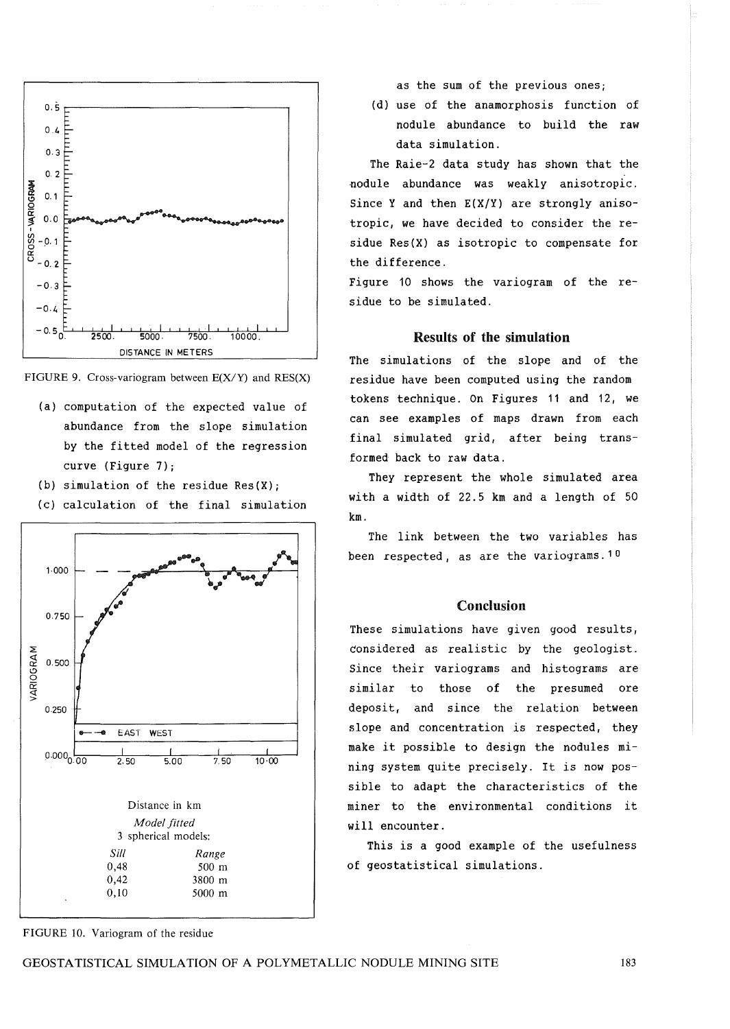FIGURE 9. Cross-variogram between E(X/Y) and RES(X)

(a) computation of the expected value of abundance from the slope simulation by the fitted model of the regression curve (Figure 7);

(b) simulation of the residue Res(X);

(c) calculation of the final simulation as the sum of the previous ones;

(d) use of the anamorphosis function of nodule abundance to build the raw data simulation.

Distance in km

*Model fitted*
3 spherical models:

| *Sill* | *Range* |
|---|---|
| 0,48 | 500 m |
| 0,42 | 3800 m |
| 0,10 | 5000 m |

FIGURE 10. Variogram of the residue

The Raie-2 data study has shown that the nodule abundance was weakly anisotropic. Since Y and then E(X/Y) are strongly anisotropic, we have decided to consider the residue Res(X) as isotropic to compensate for the difference.

Figure 10 shows the variogram of the residue to be simulated.

## Results of the simulation

The simulations of the slope and of the residue have been computed using the random tokens technique. On Figures 11 and 12, we can see examples of maps drawn from each final simulated grid, after being transformed back to raw data.

They represent the whole simulated area with a width of 22.5 km and a length of 50 km.

The link between the two variables has been respected, as are the variograms.[10]

## Conclusion

These simulations have given good results, considered as realistic by the geologist. Since their variograms and histograms are similar to those of the presumed ore deposit, and since the relation between slope and concentration is respected, they make it possible to design the nodules mining system quite precisely. It is now possible to adapt the characteristics of the miner to the environmental conditions it will encounter.

This is a good example of the usefulness of geostatistical simulations.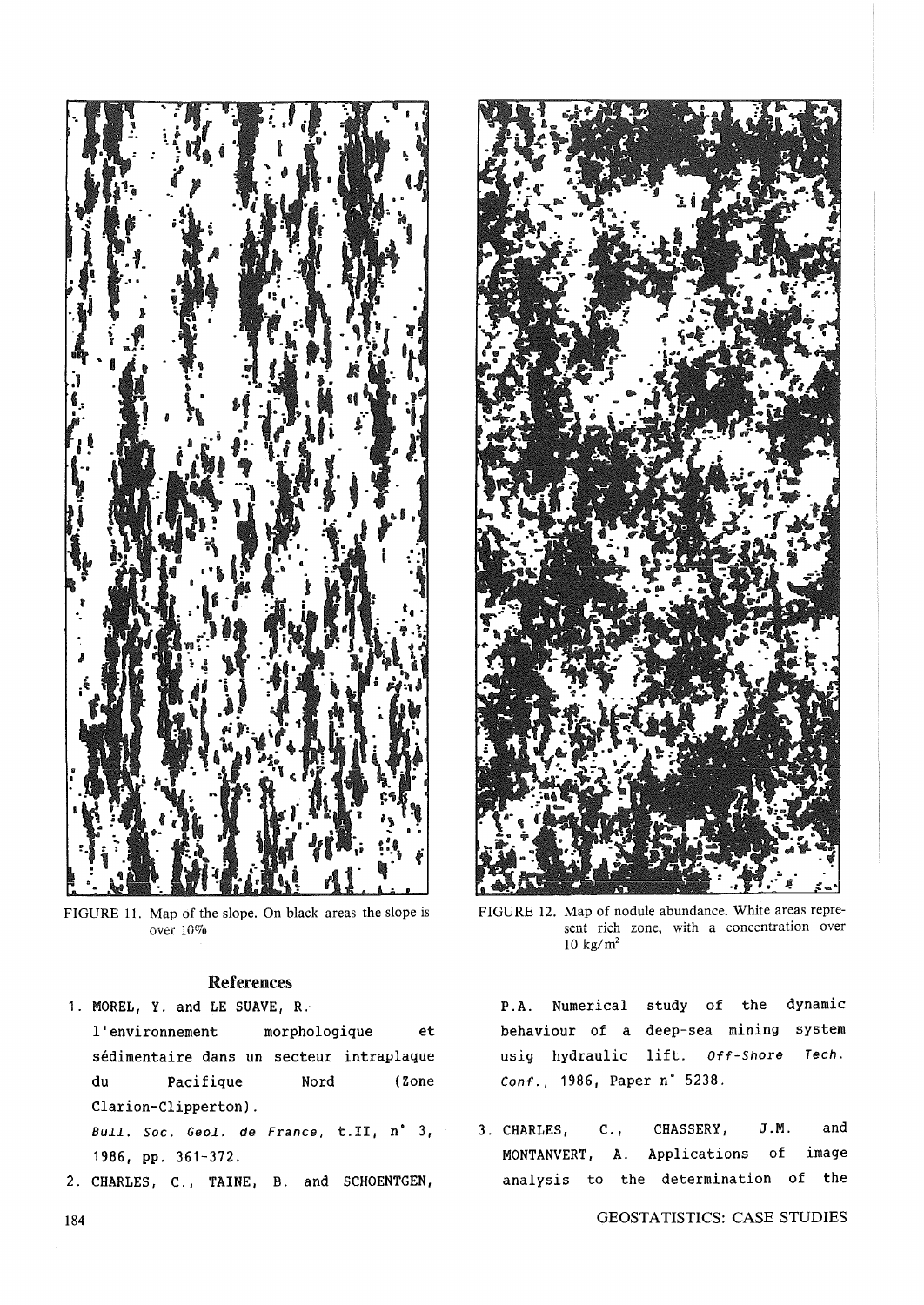FIGURE 11. Map of the slope. On black areas the slope is over 10%

FIGURE 12. Map of nodule abundance. White areas represent rich zone, with a concentration over 10 kg/m$^2$

## References

1. MOREL, Y. and LE SUAVE, R. l'environnement morphologique et sédimentaire dans un secteur intraplaque du Pacifique Nord (Zone Clarion-Clipperton). *Bull. Soc. Geol. de France*, t.II, n° 3, 1986, pp. 361-372.
2. CHARLES, C., TAINE, B. and SCHOENTGEN, P.A. Numerical study of the dynamic behaviour of a deep-sea mining system usig hydraulic lift. *Off-Shore Tech. Conf.*, 1986, Paper n° 5238.
3. CHARLES, C., CHASSERY, J.M. and MONTANVERT, A. Applications of image analysis to the determination of the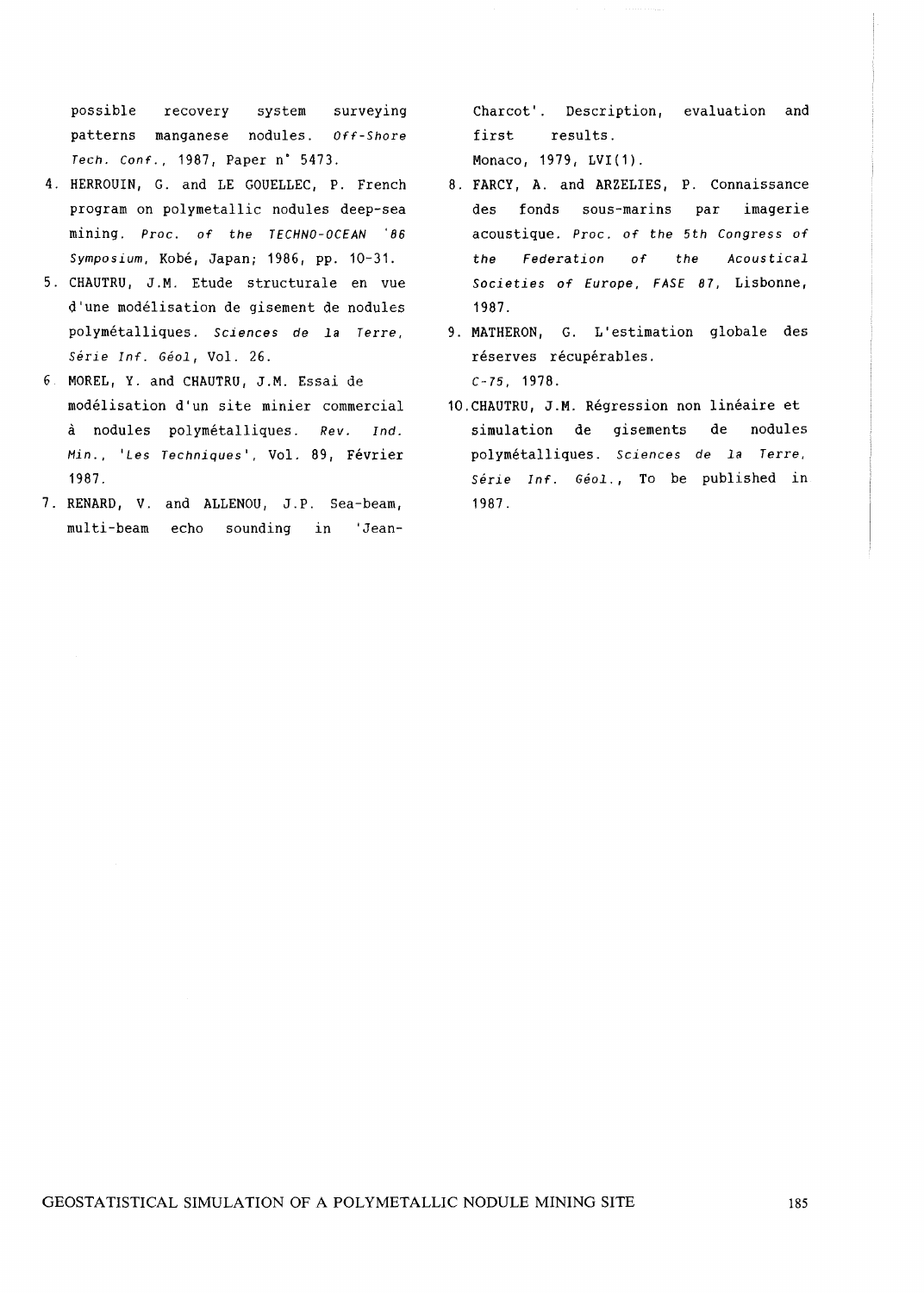possible recovery system surveying patterns manganese nodules. *Off-Shore Tech. Conf.*, 1987, Paper n° 5473.

4. HERROUIN, G. and LE GOUELLEC, P. French program on polymetallic nodules deep-sea mining. *Proc. of the TECHNO-OCEAN '86 Symposium*, Kobé, Japan; 1986, pp. 10-31.
5. CHAUTRU, J.M. Etude structurale en vue d'une modélisation de gisement de nodules polymétalliques. *Sciences de la Terre, Série Inf. Géol*, Vol. 26.
6. MOREL, Y. and CHAUTRU, J.M. Essai de modélisation d'un site minier commercial à nodules polymétalliques. *Rev. Ind. Min., 'Les Techniques'*, Vol. 89, Février 1987.
7. RENARD, V. and ALLENOU, J.P. Sea-beam, multi-beam echo sounding in 'Jean-Charcot'. Description, evaluation and first results. Monaco, 1979, LVI(1).
8. FARCY, A. and ARZELIES, P. Connaissance des fonds sous-marins par imagerie acoustique. *Proc. of the 5th Congress of the Federation of the Acoustical Societies of Europe, FASE 87*, Lisbonne, 1987.
9. MATHERON, G. L'estimation globale des réserves récupérables. *C-75*, 1978.
10. CHAUTRU, J.M. Régression non linéaire et simulation de gisements de nodules polymétalliques. *Sciences de la Terre, Série Inf. Géol.*, To be published in 1987.